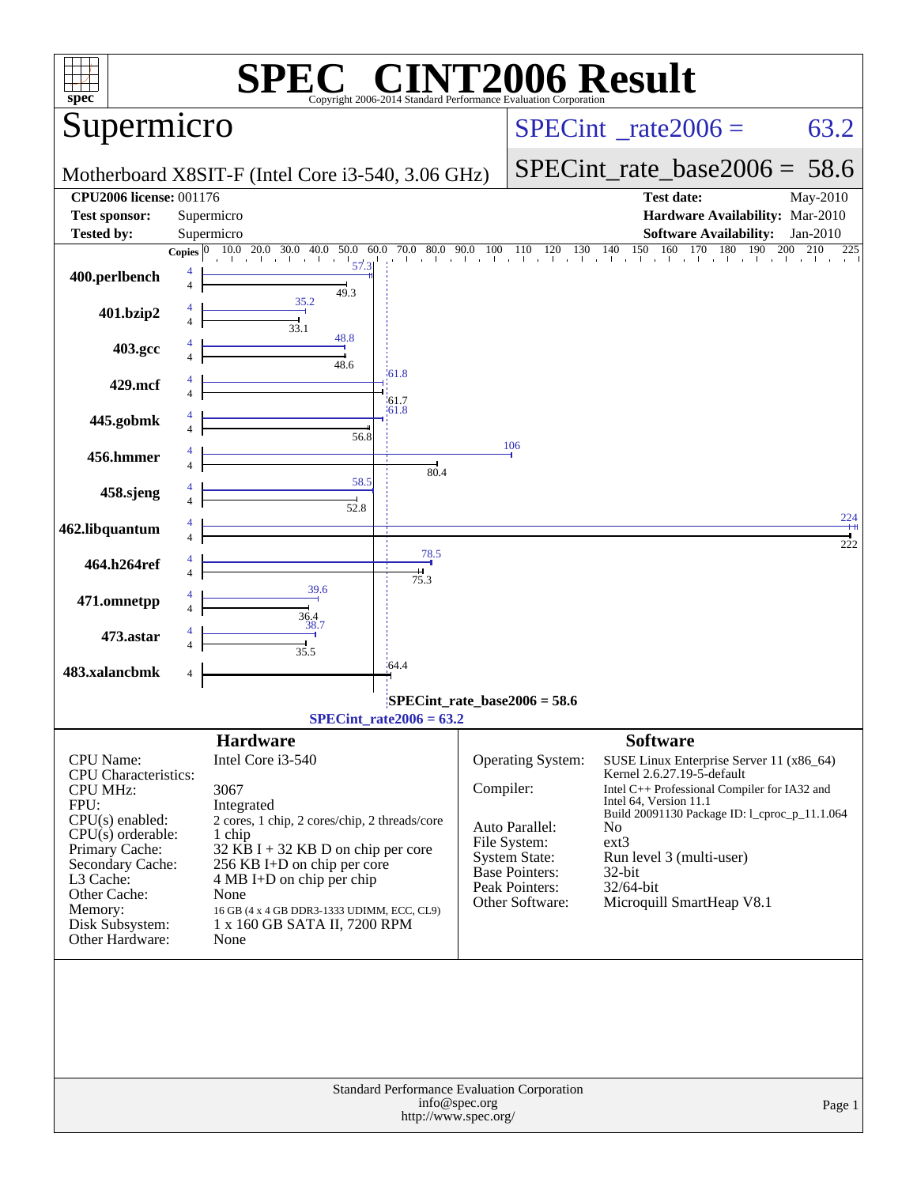# SPEC CINT2006 Result

Copyright 2006-2014 Standard Performance Evaluation Corporation

## Supermicro

Motherboard X8SIT-F (Intel Core i3-540, 3.06 GHz)

SPECint_rate2006 = 63.2

SPECint_rate_base2006 = 58.6

| | | | |
|---|---|---|---|
| **CPU2006 license:** | 001176 | **Test date:** | May-2010 |
| **Test sponsor:** | Supermicro | **Hardware Availability:** | Mar-2010 |
| **Tested by:** | Supermicro | **Software Availability:** | Jan-2010 |

| Benchmark | Copies | Peak | Base |
|---|---|---|---|
| 400.perlbench | 4 | 57.3 | 49.3 |
| 401.bzip2 | 4 | 35.2 | 33.1 |
| 403.gcc | 4 | 48.8 | 48.6 |
| 429.mcf | 4 | 61.8 | 61.7 |
| 445.gobmk | 4 | 61.8 | 56.8 |
| 456.hmmer | 4 | 106 | 80.4 |
| 458.sjeng | 4 | 58.5 | 52.8 |
| 462.libquantum | 4 | 224 | 222 |
| 464.h264ref | 4 | 78.5 | 75.3 |
| 471.omnetpp | 4 | 39.6 | 36.4 |
| 473.astar | 4 | 38.7 | 35.5 |
| 483.xalancbmk | 4 | | 64.4 |

SPECint_rate_base2006 = 58.6

SPECint_rate2006 = 63.2

## Hardware

| | |
|---|---|
| CPU Name: | Intel Core i3-540 |
| CPU Characteristics: | |
| CPU MHz: | 3067 |
| FPU: | Integrated |
| CPU(s) enabled: | 2 cores, 1 chip, 2 cores/chip, 2 threads/core |
| CPU(s) orderable: | 1 chip |
| Primary Cache: | 32 KB I + 32 KB D on chip per core |
| Secondary Cache: | 256 KB I+D on chip per core |
| L3 Cache: | 4 MB I+D on chip per chip |
| Other Cache: | None |
| Memory: | 16 GB (4 x 4 GB DDR3-1333 UDIMM, ECC, CL9) |
| Disk Subsystem: | 1 x 160 GB SATA II, 7200 RPM |
| Other Hardware: | None |

## Software

| | |
|---|---|
| Operating System: | SUSE Linux Enterprise Server 11 (x86_64) Kernel 2.6.27.19-5-default |
| Compiler: | Intel C++ Professional Compiler for IA32 and Intel 64, Version 11.1 Build 20091130 Package ID: l_cproc_p_11.1.064 |
| Auto Parallel: | No |
| File System: | ext3 |
| System State: | Run level 3 (multi-user) |
| Base Pointers: | 32-bit |
| Peak Pointers: | 32/64-bit |
| Other Software: | Microquill SmartHeap V8.1 |

Standard Performance Evaluation Corporation
info@spec.org
http://www.spec.org/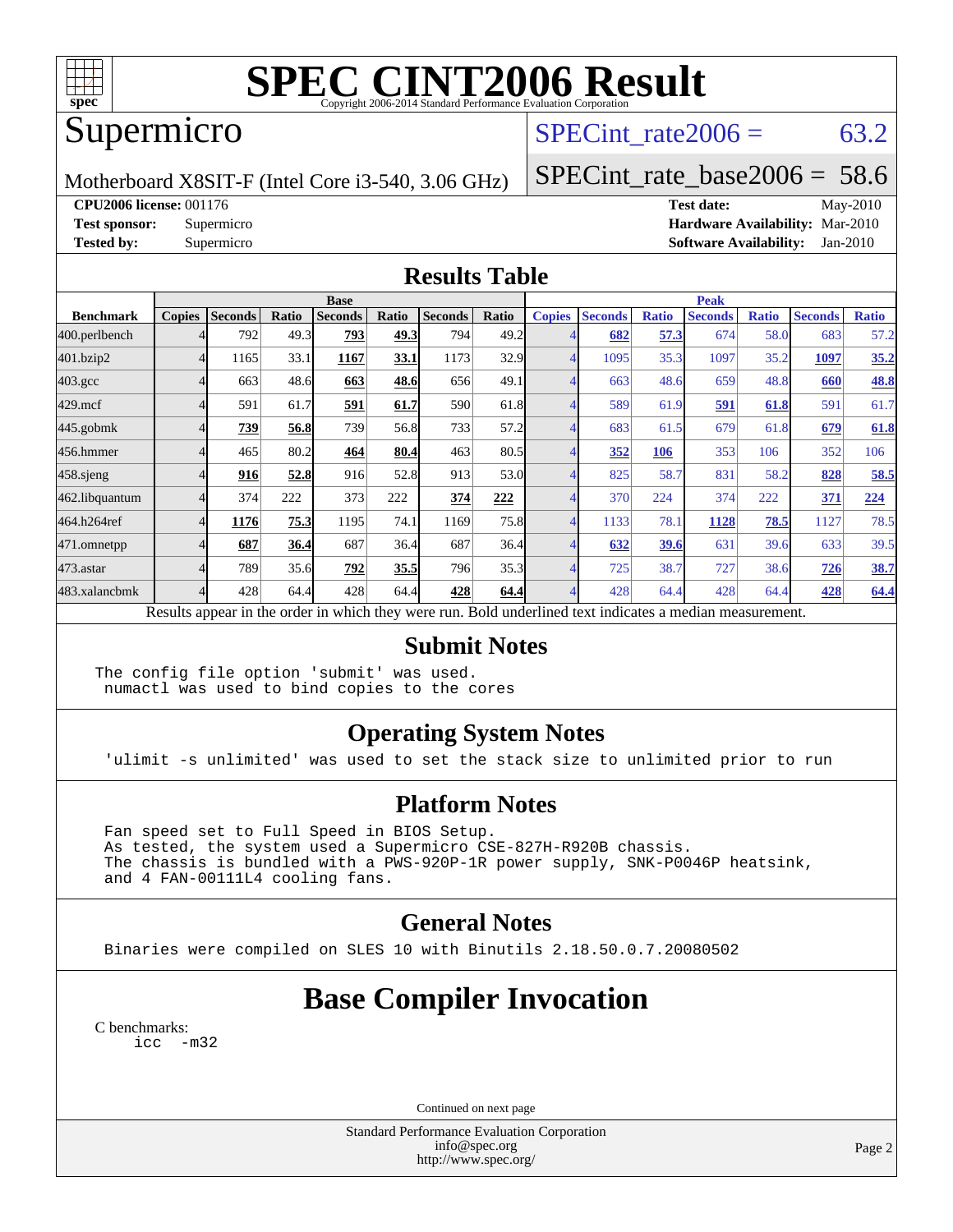# SPEC CINT2006 Result

Copyright 2006-2014 Standard Performance Evaluation Corporation

## Supermicro

Motherboard X8SIT-F (Intel Core i3-540, 3.06 GHz)

SPECint_rate2006 = 63.2

SPECint_rate_base2006 = 58.6

**CPU2006 license:** 001176
**Test sponsor:** Supermicro
**Tested by:** Supermicro

**Test date:** May-2010
**Hardware Availability:** Mar-2010
**Software Availability:** Jan-2010

## Results Table

| Benchmark | Base | | | | | | | Peak | | | | | | |
|---|---|---|---|---|---|---|---|---|---|---|---|---|---|---|
| | Copies | Seconds | Ratio | Seconds | Ratio | Seconds | Ratio | Copies | Seconds | Ratio | Seconds | Ratio | Seconds | Ratio |
| 400.perlbench | 4 | 792 | 49.3 | **793** | **49.3** | 794 | 49.2 | 4 | **682** | **57.3** | 674 | 58.0 | 683 | 57.2 |
| 401.bzip2 | 4 | 1165 | 33.1 | **1167** | **33.1** | 1173 | 32.9 | 4 | 1095 | 35.3 | 1097 | 35.2 | **1097** | **35.2** |
| 403.gcc | 4 | 663 | 48.6 | **663** | **48.6** | 656 | 49.1 | 4 | 663 | 48.6 | 659 | 48.8 | **660** | **48.8** |
| 429.mcf | 4 | 591 | 61.7 | **591** | **61.7** | 590 | 61.8 | 4 | 589 | 61.9 | **591** | **61.8** | 591 | 61.7 |
| 445.gobmk | 4 | **739** | **56.8** | 739 | 56.8 | 733 | 57.2 | 4 | 683 | 61.5 | 679 | 61.8 | **679** | **61.8** |
| 456.hmmer | 4 | 465 | 80.2 | **464** | **80.4** | 463 | 80.5 | 4 | **352** | **106** | 353 | 106 | 352 | 106 |
| 458.sjeng | 4 | **916** | **52.8** | 916 | 52.8 | 913 | 53.0 | 4 | 825 | 58.7 | 831 | 58.2 | **828** | **58.5** |
| 462.libquantum | 4 | 374 | 222 | 373 | 222 | **374** | **222** | 4 | 370 | 224 | 374 | 222 | **371** | **224** |
| 464.h264ref | 4 | **1176** | **75.3** | 1195 | 74.1 | 1169 | 75.8 | 4 | 1133 | 78.1 | **1128** | **78.5** | 1127 | 78.5 |
| 471.omnetpp | 4 | **687** | **36.4** | 687 | 36.4 | 687 | 36.4 | 4 | **632** | **39.6** | 631 | 39.6 | 633 | 39.5 |
| 473.astar | 4 | 789 | 35.6 | **792** | **35.5** | 796 | 35.3 | 4 | 725 | 38.7 | 727 | 38.6 | **726** | **38.7** |
| 483.xalancbmk | 4 | 428 | 64.4 | 428 | 64.4 | **428** | **64.4** | 4 | 428 | 64.4 | 428 | 64.4 | **428** | **64.4** |

Results appear in the order in which they were run. Bold underlined text indicates a median measurement.

## Submit Notes

```
The config file option 'submit' was used.
 numactl was used to bind copies to the cores
```

## Operating System Notes

```
'ulimit -s unlimited' was used to set the stack size to unlimited prior to run
```

## Platform Notes

```
Fan speed set to Full Speed in BIOS Setup.
As tested, the system used a Supermicro CSE-827H-R920B chassis.
The chassis is bundled with a PWS-920P-1R power supply, SNK-P0046P heatsink,
and 4 FAN-00111L4 cooling fans.
```

## General Notes

```
Binaries were compiled on SLES 10 with Binutils 2.18.50.0.7.20080502
```

# Base Compiler Invocation

C benchmarks:

```
icc  -m32
```

Continued on next page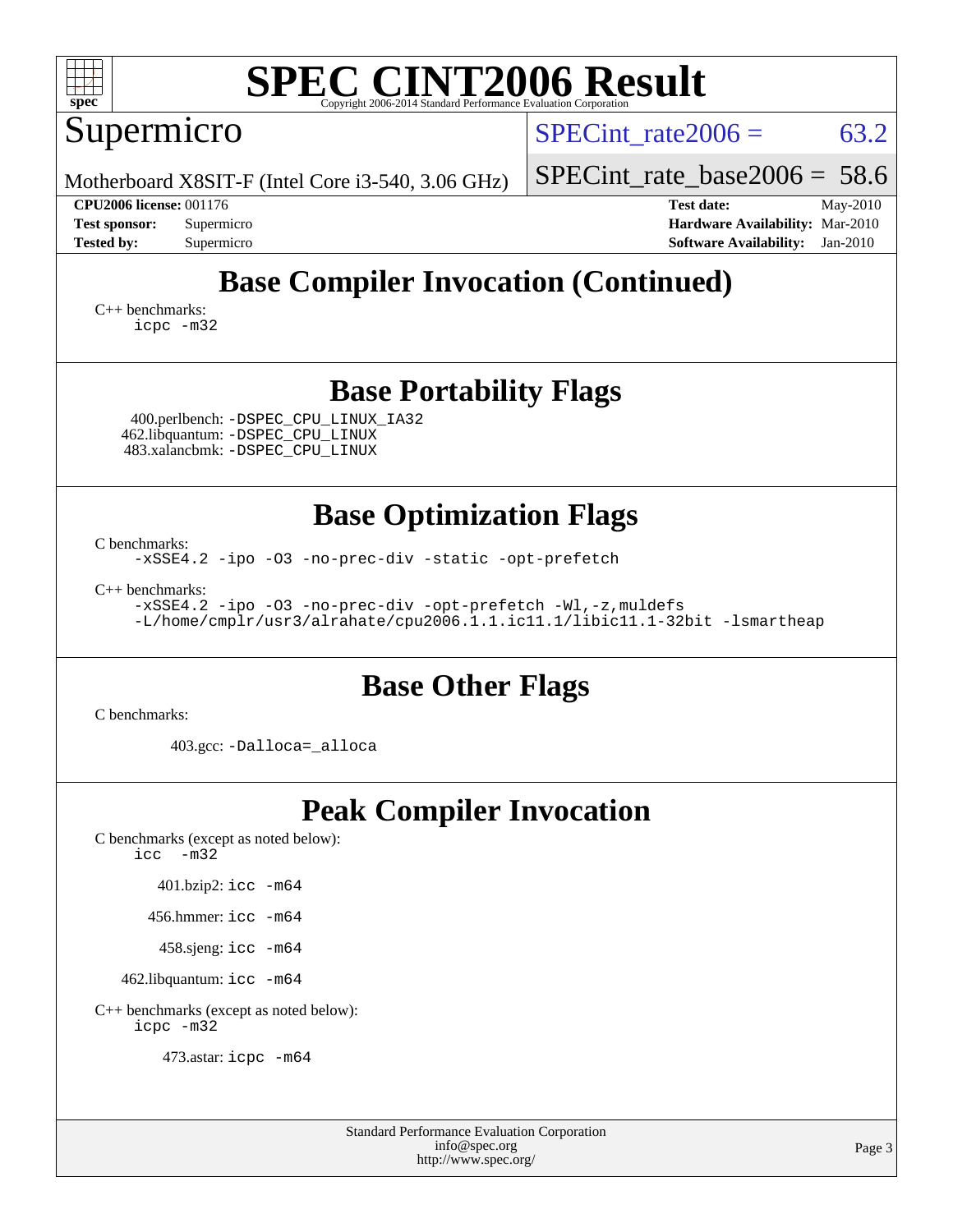# Base Compiler Invocation (Continued)

C++ benchmarks:
```
icpc -m32
```

# Base Portability Flags

400.perlbench: `-DSPEC_CPU_LINUX_IA32`
462.libquantum: `-DSPEC_CPU_LINUX`
483.xalancbmk: `-DSPEC_CPU_LINUX`

# Base Optimization Flags

C benchmarks:
```
-xSSE4.2 -ipo -O3 -no-prec-div -static -opt-prefetch
```

C++ benchmarks:
```
-xSSE4.2 -ipo -O3 -no-prec-div -opt-prefetch -Wl,-z,muldefs
-L/home/cmplr/usr3/alrahate/cpu2006.1.1.ic11.1/libic11.1-32bit -lsmartheap
```

# Base Other Flags

C benchmarks:

403.gcc: `-Dalloca=_alloca`

# Peak Compiler Invocation

C benchmarks (except as noted below):
```
icc  -m32
```

401.bzip2: `icc -m64`

456.hmmer: `icc -m64`

458.sjeng: `icc -m64`

462.libquantum: `icc -m64`

C++ benchmarks (except as noted below):
```
icpc -m32
```

473.astar: `icpc -m64`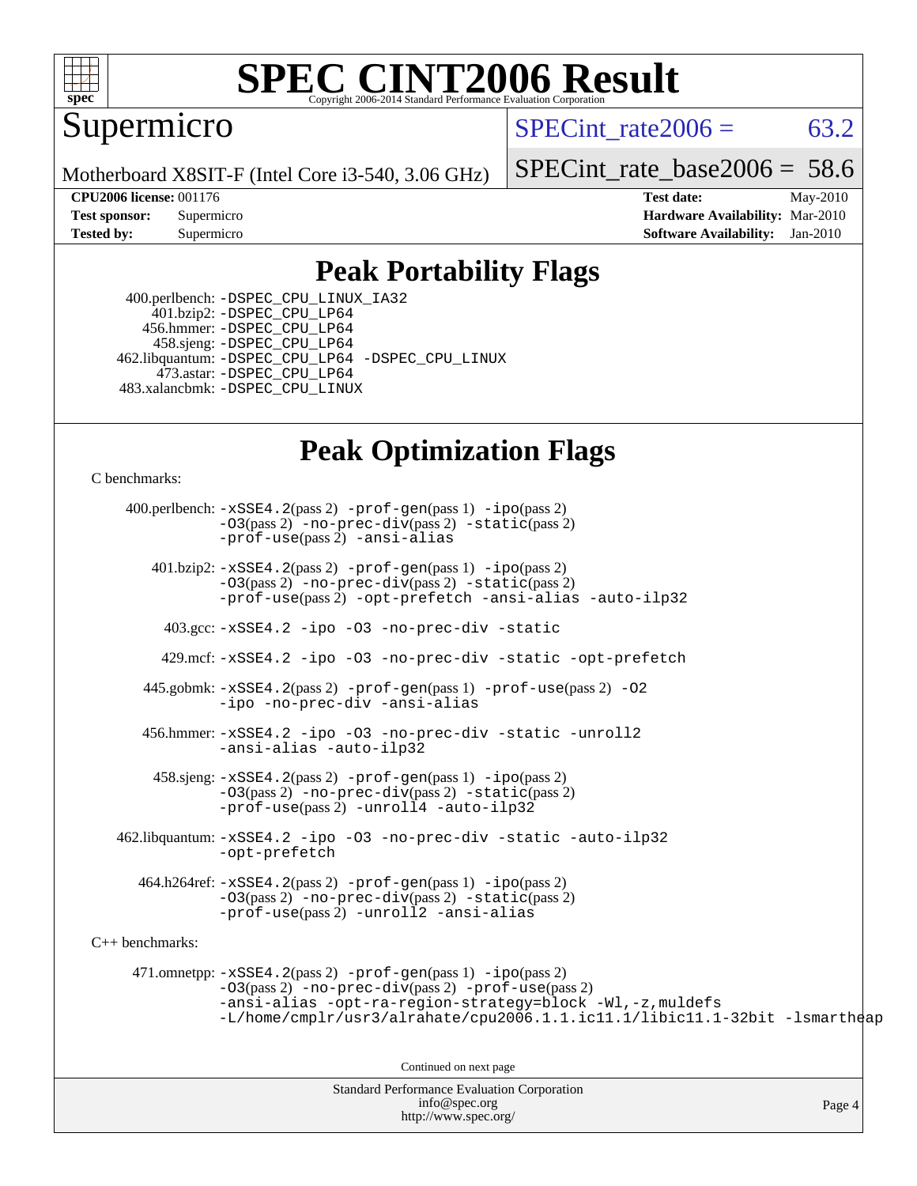# SPEC CINT2006 Result

Supermicro

Motherboard X8SIT-F (Intel Core i3-540, 3.06 GHz)

SPECint_rate2006 = 63.2

SPECint_rate_base2006 = 58.6

**CPU2006 license:** 001176
**Test sponsor:** Supermicro
**Tested by:** Supermicro

**Test date:** May-2010
**Hardware Availability:** Mar-2010
**Software Availability:** Jan-2010

## Peak Portability Flags

400.perlbench: -DSPEC_CPU_LINUX_IA32
401.bzip2: -DSPEC_CPU_LP64
456.hmmer: -DSPEC_CPU_LP64
458.sjeng: -DSPEC_CPU_LP64
462.libquantum: -DSPEC_CPU_LP64 -DSPEC_CPU_LINUX
473.astar: -DSPEC_CPU_LP64
483.xalancbmk: -DSPEC_CPU_LINUX

## Peak Optimization Flags

C benchmarks:

400.perlbench: -xSSE4.2(pass 2) -prof-gen(pass 1) -ipo(pass 2) -O3(pass 2) -no-prec-div(pass 2) -static(pass 2) -prof-use(pass 2) -ansi-alias

401.bzip2: -xSSE4.2(pass 2) -prof-gen(pass 1) -ipo(pass 2) -O3(pass 2) -no-prec-div(pass 2) -static(pass 2) -prof-use(pass 2) -opt-prefetch -ansi-alias -auto-ilp32

403.gcc: -xSSE4.2 -ipo -O3 -no-prec-div -static

429.mcf: -xSSE4.2 -ipo -O3 -no-prec-div -static -opt-prefetch

445.gobmk: -xSSE4.2(pass 2) -prof-gen(pass 1) -prof-use(pass 2) -O2 -ipo -no-prec-div -ansi-alias

456.hmmer: -xSSE4.2 -ipo -O3 -no-prec-div -static -unroll2 -ansi-alias -auto-ilp32

458.sjeng: -xSSE4.2(pass 2) -prof-gen(pass 1) -ipo(pass 2) -O3(pass 2) -no-prec-div(pass 2) -static(pass 2) -prof-use(pass 2) -unroll4 -auto-ilp32

462.libquantum: -xSSE4.2 -ipo -O3 -no-prec-div -static -auto-ilp32 -opt-prefetch

464.h264ref: -xSSE4.2(pass 2) -prof-gen(pass 1) -ipo(pass 2) -O3(pass 2) -no-prec-div(pass 2) -static(pass 2) -prof-use(pass 2) -unroll2 -ansi-alias

C++ benchmarks:

471.omnetpp: -xSSE4.2(pass 2) -prof-gen(pass 1) -ipo(pass 2) -O3(pass 2) -no-prec-div(pass 2) -prof-use(pass 2) -ansi-alias -opt-ra-region-strategy=block -Wl,-z,muldefs -L/home/cmplr/usr3/alrahate/cpu2006.1.1.ic11.1/libic11.1-32bit -lsmartheap

Continued on next page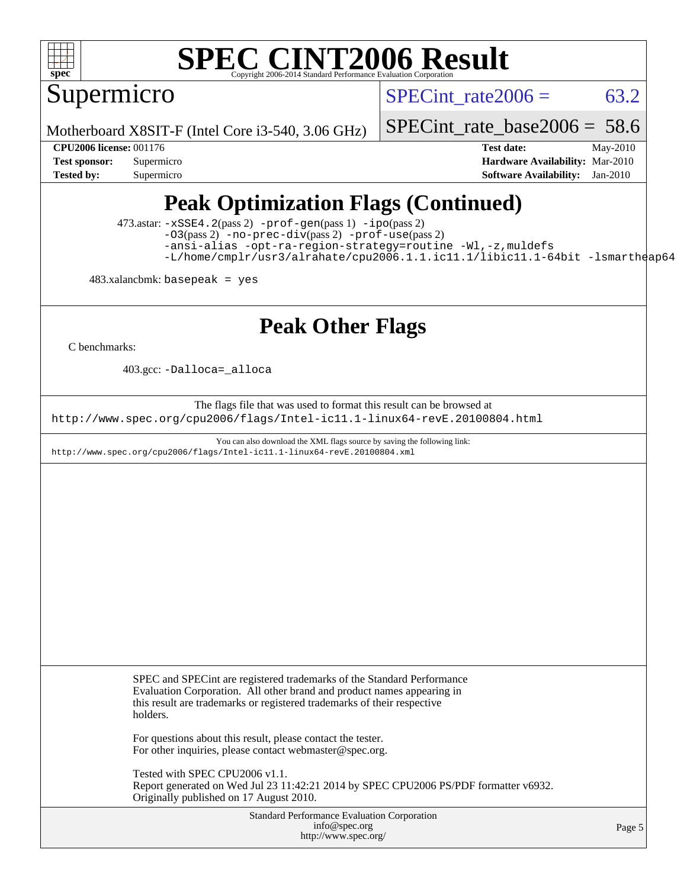# SPEC CINT2006 Result

Copyright 2006-2014 Standard Performance Evaluation Corporation

Supermicro

Motherboard X8SIT-F (Intel Core i3-540, 3.06 GHz)

SPECint_rate2006 = 63.2

SPECint_rate_base2006 = 58.6

**CPU2006 license:** 001176
**Test sponsor:** Supermicro
**Tested by:** Supermicro

**Test date:** May-2010
**Hardware Availability:** Mar-2010
**Software Availability:** Jan-2010

## Peak Optimization Flags (Continued)

473.astar: -xSSE4.2(pass 2) -prof-gen(pass 1) -ipo(pass 2) -O3(pass 2) -no-prec-div(pass 2) -prof-use(pass 2) -ansi-alias -opt-ra-region-strategy=routine -Wl,-z,muldefs -L/home/cmplr/usr3/alrahate/cpu2006.1.1.ic11.1/libic11.1-64bit -lsmartheap64

483.xalancbmk: basepeak = yes

## Peak Other Flags

C benchmarks:

403.gcc: -Dalloca=_alloca

The flags file that was used to format this result can be browsed at
http://www.spec.org/cpu2006/flags/Intel-ic11.1-linux64-revE.20100804.html

You can also download the XML flags source by saving the following link:
http://www.spec.org/cpu2006/flags/Intel-ic11.1-linux64-revE.20100804.xml

SPEC and SPECint are registered trademarks of the Standard Performance Evaluation Corporation. All other brand and product names appearing in this result are trademarks or registered trademarks of their respective holders.

For questions about this result, please contact the tester.
For other inquiries, please contact webmaster@spec.org.

Tested with SPEC CPU2006 v1.1.
Report generated on Wed Jul 23 11:42:21 2014 by SPEC CPU2006 PS/PDF formatter v6932.
Originally published on 17 August 2010.